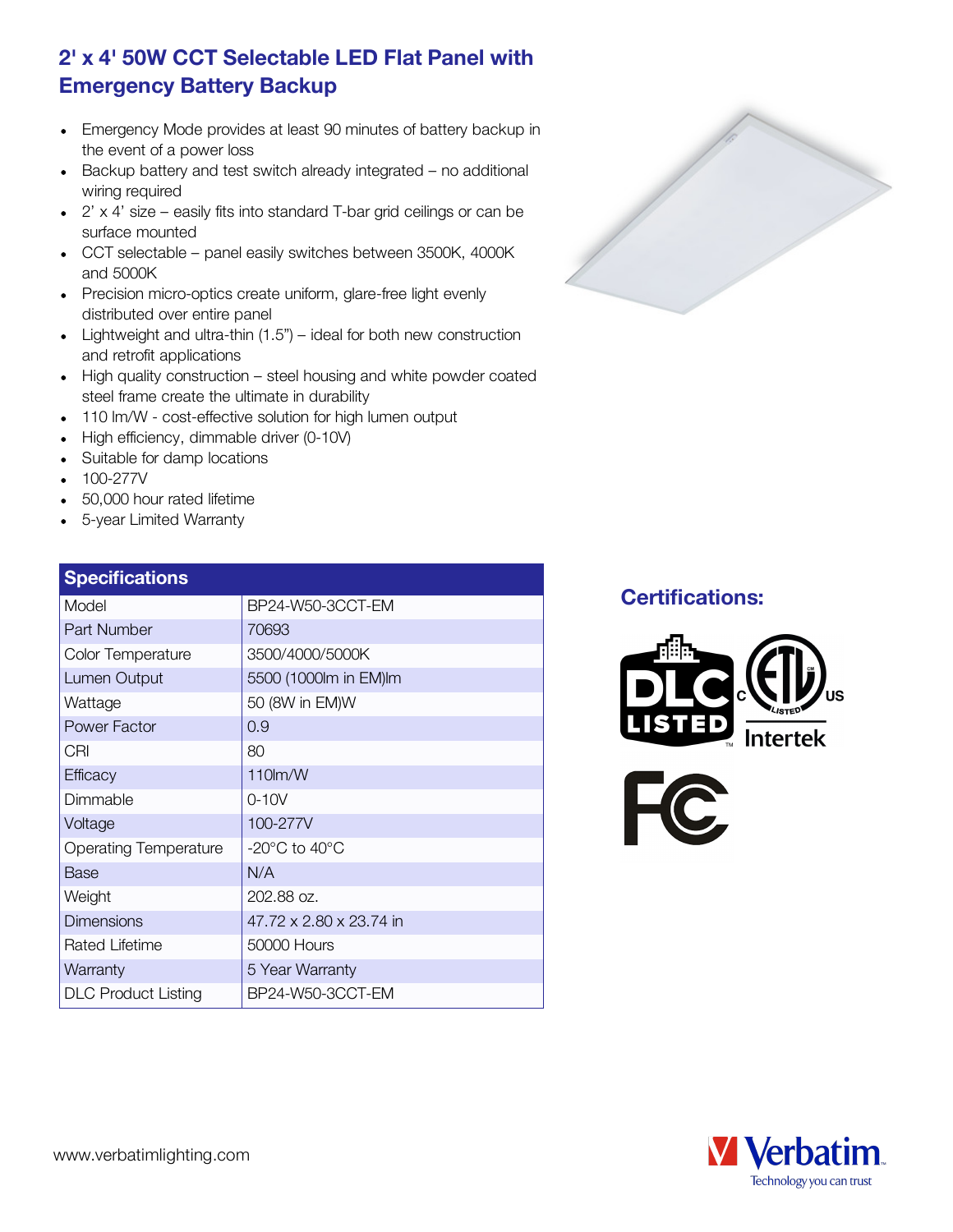# 2' x 4' 50W CCT Selectable LED Flat Panel with Emergency Battery Backup

- Emergency Mode provides at least 90 minutes of battery backup in the event of a power loss
- Backup battery and test switch already integrated – no additional wiring required
- 2' x 4' size – easily fits into standard T-bar grid ceilings or can be surface mounted
- CCT selectable – panel easily switches between 3500K, 4000K and 5000K
- Precision micro-optics create uniform, glare-free light evenly distributed over entire panel
- Lightweight and ultra-thin (1.5") – ideal for both new construction and retrofit applications
- High quality construction – steel housing and white powder coated steel frame create the ultimate in durability
- 110 lm/W - cost-effective solution for high lumen output
- High efficiency, dimmable driver (0-10V)
- Suitable for damp locations
- 100-277V
- 50,000 hour rated lifetime
- 5-year Limited Warranty

| Specifications | |
|---|---|
| Model | BP24-W50-3CCT-EM |
| Part Number | 70693 |
| Color Temperature | 3500/4000/5000K |
| Lumen Output | 5500 (1000lm in EM)lm |
| Wattage | 50 (8W in EM)W |
| Power Factor | 0.9 |
| CRI | 80 |
| Efficacy | 110lm/W |
| Dimmable | 0-10V |
| Voltage | 100-277V |
| Operating Temperature | -20°C to 40°C |
| Base | N/A |
| Weight | 202.88 oz. |
| Dimensions | 47.72 x 2.80 x 23.74 in |
| Rated Lifetime | 50000 Hours |
| Warranty | 5 Year Warranty |
| DLC Product Listing | BP24-W50-3CCT-EM |

## Certifications:

DLC LISTED

c ETL LISTED us Intertek

FC

www.verbatimlighting.com

Verbatim. Technology you can trust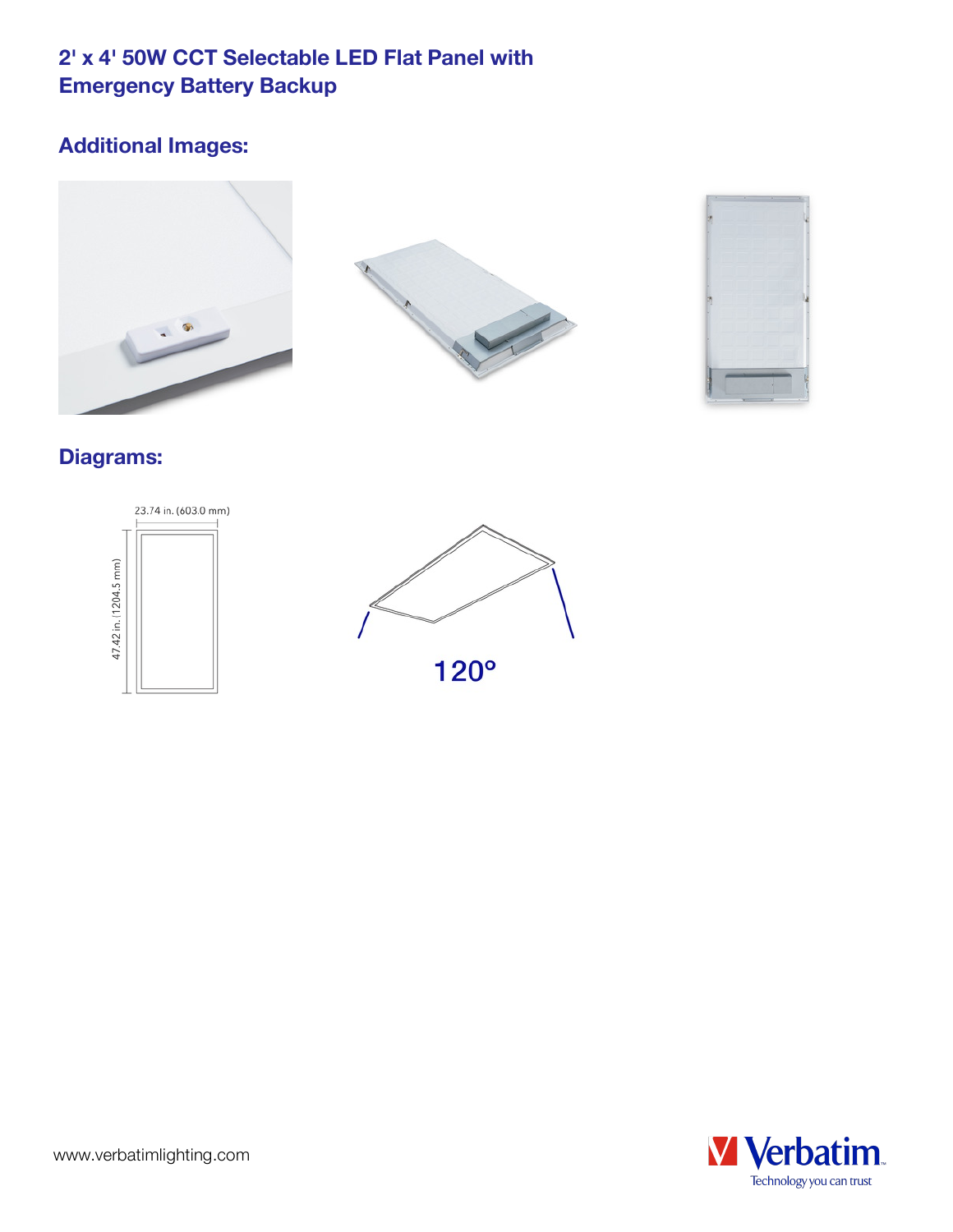## 2' x 4' 50W CCT Selectable LED Flat Panel with Emergency Battery Backup

### Additional Images:

### Diagrams:

23.74 in. (603.0 mm)

47.42 in. (1204.5 mm)

120°

www.verbatimlighting.com